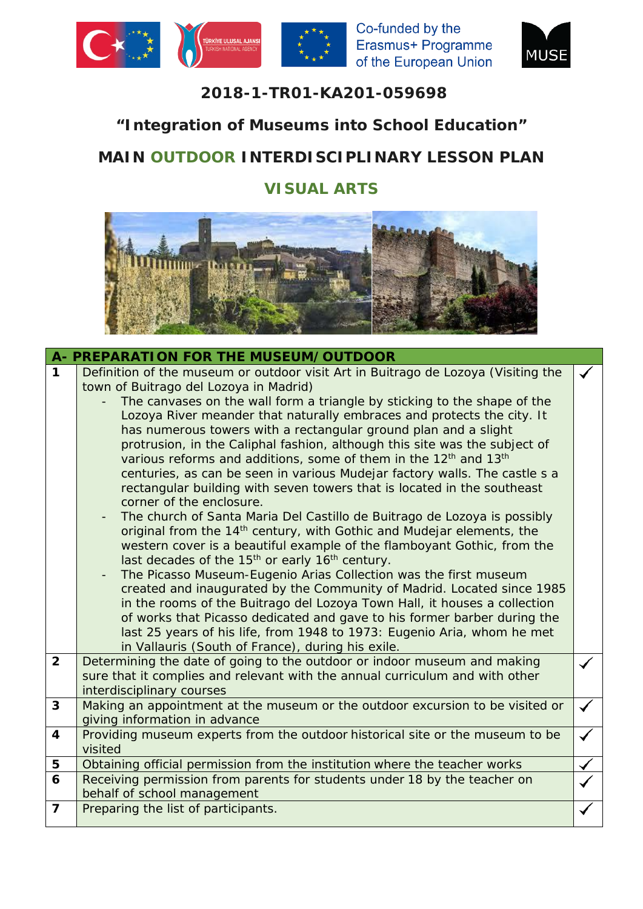Co-funded by the Erasmus+ Programme of the European Union

**2018-1-TR01-KA201-059698**

# "Integration of Museums into School Education"

## MAIN OUTDOOR INTERDISCIPLINARY LESSON PLAN

## VISUAL ARTS

| A- PREPARATION FOR THE MUSEUM/OUTDOOR | | |
|---|---|---|
| 1 | Definition of the museum or outdoor visit Art in Buitrago de Lozoya (Visiting the town of Buitrago del Lozoya in Madrid)<br>- The canvases on the wall form a triangle by sticking to the shape of the Lozoya River meander that naturally embraces and protects the city. It has numerous towers with a rectangular ground plan and a slight protrusion, in the Caliphal fashion, although this site was the subject of various reforms and additions, some of them in the 12th and 13th centuries, as can be seen in various Mudejar factory walls. The castle s a rectangular building with seven towers that is located in the southeast corner of the enclosure.<br>- The church of Santa Maria Del Castillo de Buitrago de Lozoya is possibly original from the 14th century, with Gothic and Mudejar elements, the western cover is a beautiful example of the flamboyant Gothic, from the last decades of the 15th or early 16th century.<br>- The Picasso Museum-Eugenio Arias Collection was the first museum created and inaugurated by the Community of Madrid. Located since 1985 in the rooms of the Buitrago del Lozoya Town Hall, it houses a collection of works that Picasso dedicated and gave to his former barber during the last 25 years of his life, from 1948 to 1973: Eugenio Aria, whom he met in Vallauris (South of France), during his exile. | ✓ |
| 2 | Determining the date of going to the outdoor or indoor museum and making sure that it complies and relevant with the annual curriculum and with other interdisciplinary courses | ✓ |
| 3 | Making an appointment at the museum or the outdoor excursion to be visited or giving information in advance | ✓ |
| 4 | Providing museum experts from the outdoor historical site or the museum to be visited | ✓ |
| 5 | Obtaining official permission from the institution where the teacher works | ✓ |
| 6 | Receiving permission from parents for students under 18 by the teacher on behalf of school management | ✓ |
| 7 | Preparing the list of participants. | ✓ |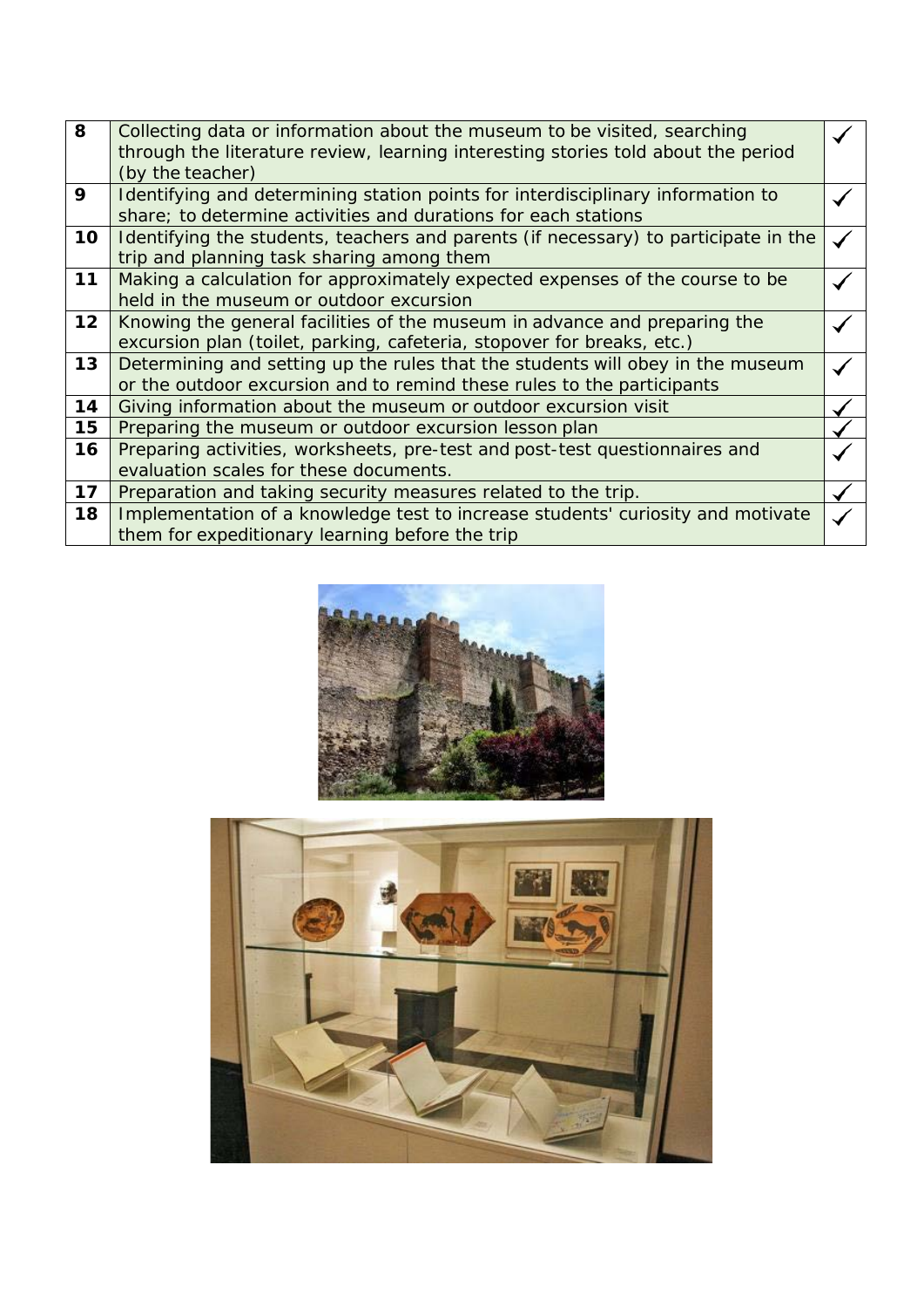| 8 | Collecting data or information about the museum to be visited, searching through the literature review, learning interesting stories told about the period (by the teacher) | ✓ |
|---|---|---|
| 9 | Identifying and determining station points for interdisciplinary information to share; to determine activities and durations for each stations | ✓ |
| 10 | Identifying the students, teachers and parents (if necessary) to participate in the trip and planning task sharing among them | ✓ |
| 11 | Making a calculation for approximately expected expenses of the course to be held in the museum or outdoor excursion | ✓ |
| 12 | Knowing the general facilities of the museum in advance and preparing the excursion plan (toilet, parking, cafeteria, stopover for breaks, etc.) | ✓ |
| 13 | Determining and setting up the rules that the students will obey in the museum or the outdoor excursion and to remind these rules to the participants | ✓ |
| 14 | Giving information about the museum or outdoor excursion visit | ✓ |
| 15 | Preparing the museum or outdoor excursion lesson plan | ✓ |
| 16 | Preparing activities, worksheets, pre-test and post-test questionnaires and evaluation scales for these documents. | ✓ |
| 17 | Preparation and taking security measures related to the trip. | ✓ |
| 18 | Implementation of a knowledge test to increase students' curiosity and motivate them for expeditionary learning before the trip | ✓ |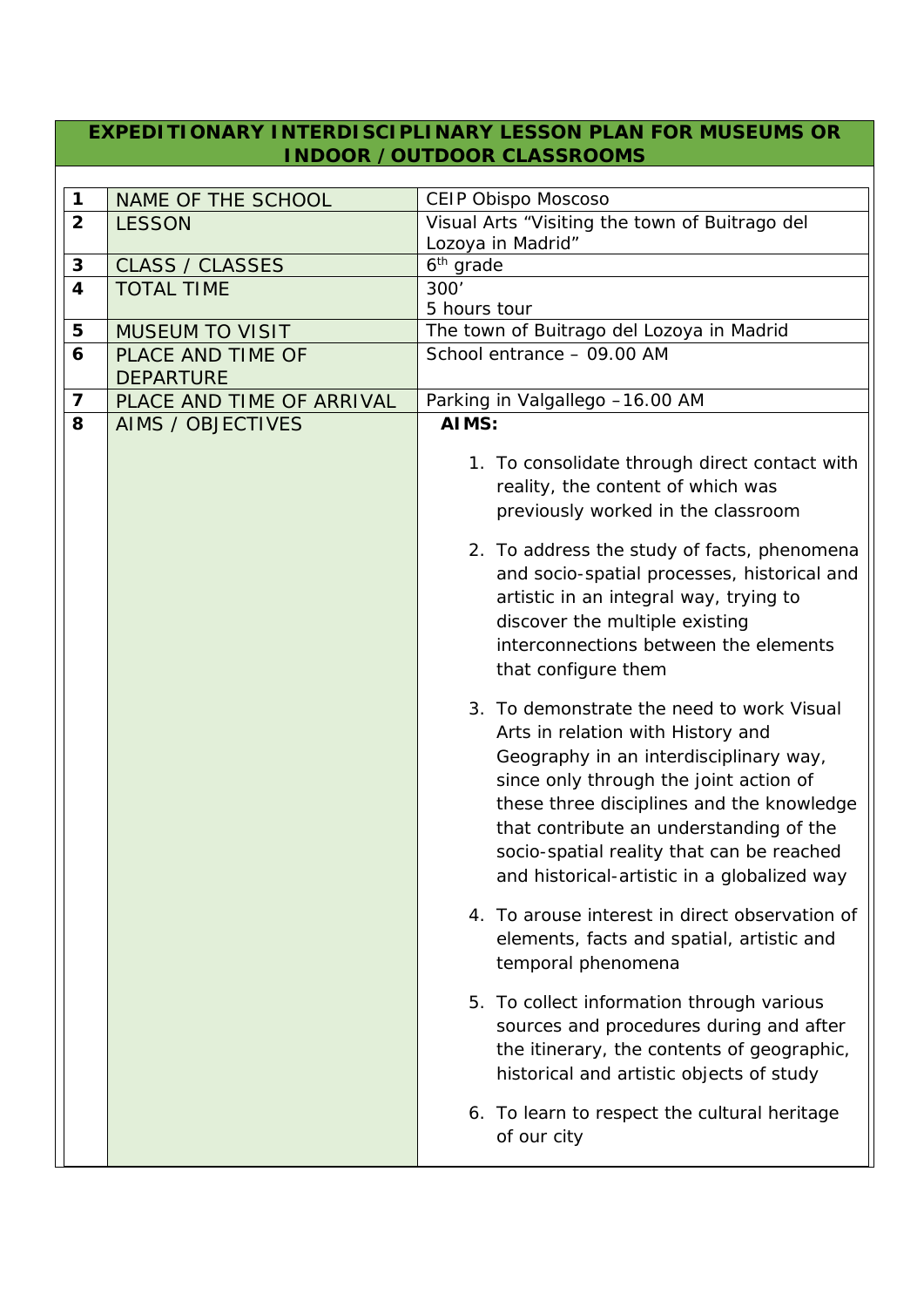**EXPEDITIONARY INTERDISCIPLINARY LESSON PLAN FOR MUSEUMS OR INDOOR / OUTDOOR CLASSROOMS**

| | | |
|---|---|---|
| **1** | NAME OF THE SCHOOL | CEIP Obispo Moscoso |
| **2** | LESSON | Visual Arts "Visiting the town of Buitrago del Lozoya in Madrid" |
| **3** | CLASS / CLASSES | 6th grade |
| **4** | TOTAL TIME | 300'<br>5 hours tour |
| **5** | MUSEUM TO VISIT | The town of Buitrago del Lozoya in Madrid |
| **6** | PLACE AND TIME OF DEPARTURE | School entrance – 09.00 AM |
| **7** | PLACE AND TIME OF ARRIVAL | Parking in Valgallego –16.00 AM |
| **8** | AIMS / OBJECTIVES | **AIMS:**<br>1. To consolidate through direct contact with reality, the content of which was previously worked in the classroom<br>2. To address the study of facts, phenomena and socio-spatial processes, historical and artistic in an integral way, trying to discover the multiple existing interconnections between the elements that configure them<br>3. To demonstrate the need to work Visual Arts in relation with History and Geography in an interdisciplinary way, since only through the joint action of these three disciplines and the knowledge that contribute an understanding of the socio-spatial reality that can be reached and historical-artistic in a globalized way<br>4. To arouse interest in direct observation of elements, facts and spatial, artistic and temporal phenomena<br>5. To collect information through various sources and procedures during and after the itinerary, the contents of geographic, historical and artistic objects of study<br>6. To learn to respect the cultural heritage of our city |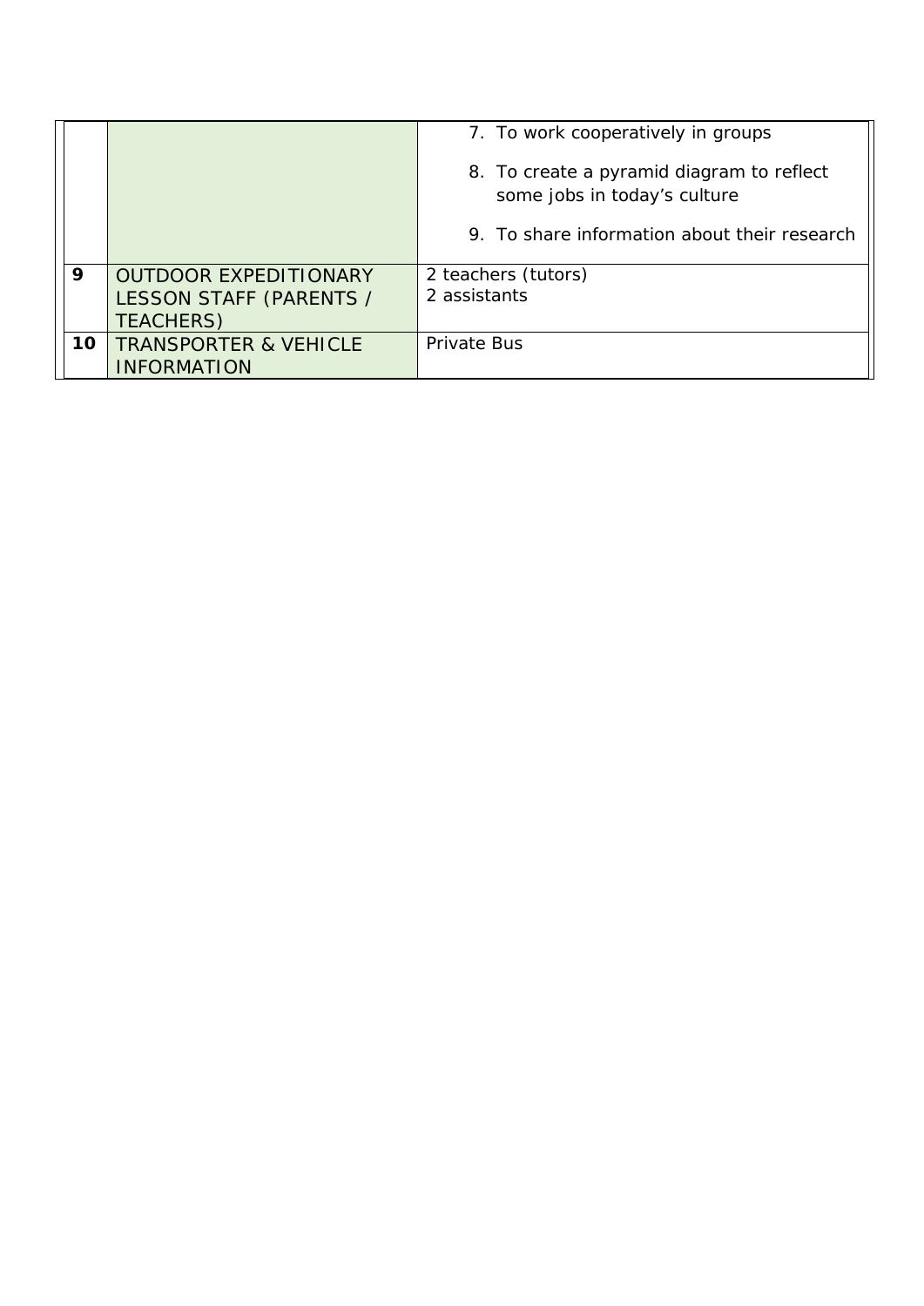|  |  |  |
|---|---|---|
|  |  | 7. To work cooperatively in groups<br>8. To create a pyramid diagram to reflect some jobs in today's culture<br>9. To share information about their research |
| **9** | OUTDOOR EXPEDITIONARY LESSON STAFF (PARENTS / TEACHERS) | 2 teachers (tutors)<br>2 assistants |
| **10** | TRANSPORTER & VEHICLE INFORMATION | Private Bus |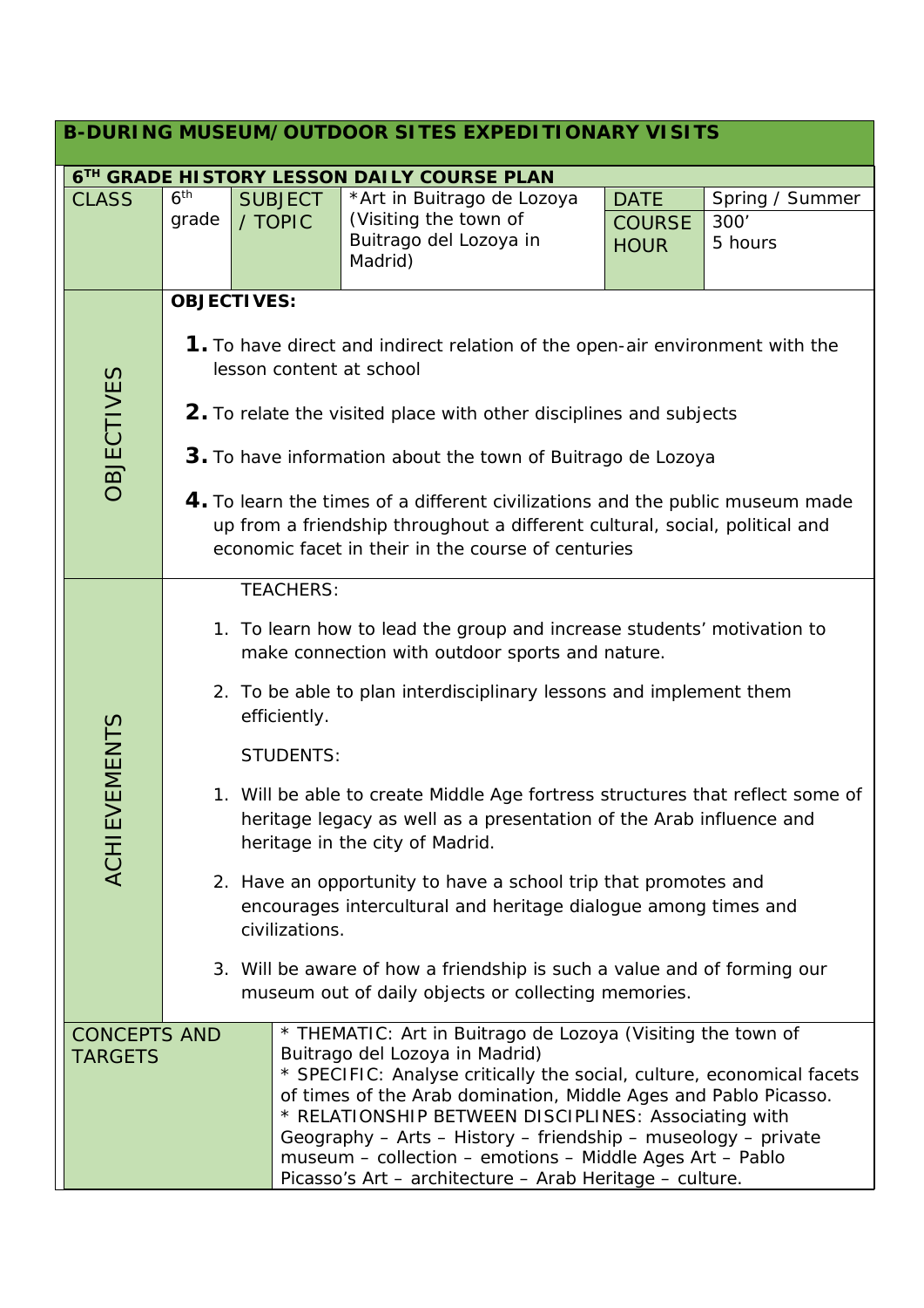## B-DURING MUSEUM/OUTDOOR SITES EXPEDITIONARY VISITS

| 6TH GRADE HISTORY LESSON DAILY COURSE PLAN | | | | | |
|---|---|---|---|---|---|
| CLASS | 6th grade | SUBJECT / TOPIC | *Art in Buitrago de Lozoya (Visiting the town of Buitrago del Lozoya in Madrid) | DATE<br>COURSE HOUR | Spring / Summer<br>300'<br>5 hours |
| OBJECTIVES | **OBJECTIVES:**<br>**1.** To have direct and indirect relation of the open-air environment with the lesson content at school<br>**2.** To relate the visited place with other disciplines and subjects<br>**3.** To have information about the town of Buitrago de Lozoya<br>**4.** To learn the times of a different civilizations and the public museum made up from a friendship throughout a different cultural, social, political and economic facet in their in the course of centuries | | | | |
| ACHIEVEMENTS | TEACHERS:<br>1. To learn how to lead the group and increase students' motivation to make connection with outdoor sports and nature.<br>2. To be able to plan interdisciplinary lessons and implement them efficiently.<br>STUDENTS:<br>1. Will be able to create Middle Age fortress structures that reflect some of heritage legacy as well as a presentation of the Arab influence and heritage in the city of Madrid.<br>2. Have an opportunity to have a school trip that promotes and encourages intercultural and heritage dialogue among times and civilizations.<br>3. Will be aware of how a friendship is such a value and of forming our museum out of daily objects or collecting memories. | | | | |
| CONCEPTS AND TARGETS | * THEMATIC: Art in Buitrago de Lozoya (Visiting the town of Buitrago del Lozoya in Madrid)<br>* SPECIFIC: Analyse critically the social, culture, economical facets of times of the Arab domination, Middle Ages and Pablo Picasso.<br>* RELATIONSHIP BETWEEN DISCIPLINES: Associating with Geography – Arts – History – friendship – museology – private museum – collection – emotions – Middle Ages Art – Pablo Picasso's Art – architecture – Arab Heritage – culture. | | | | |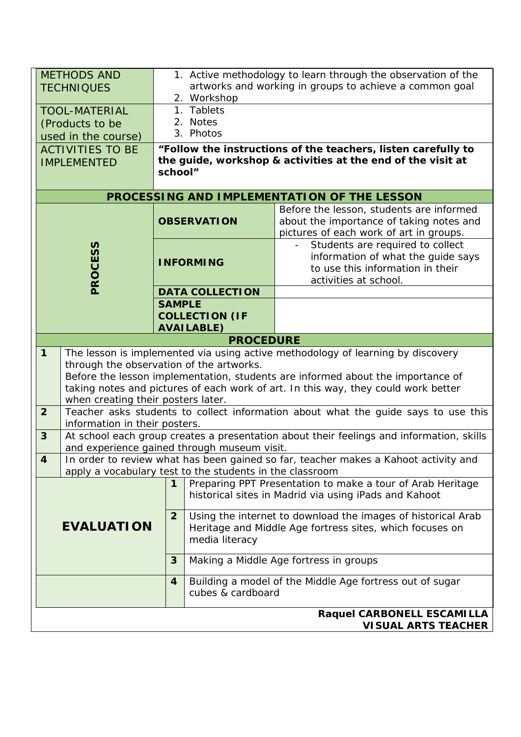| METHODS AND TECHNIQUES | 1. Active methodology to learn through the observation of the artworks and working in groups to achieve a common goal<br>2. Workshop |
|---|---|
| TOOL-MATERIAL (Products to be used in the course) | 1. Tablets<br>2. Notes<br>3. Photos |
| ACTIVITIES TO BE IMPLEMENTED | **"Follow the instructions of the teachers, listen carefully to the guide, workshop & activities at the end of the visit at school"** |

**PROCESSING AND IMPLEMENTATION OF THE LESSON**

| | | |
|---|---|---|
| **PROCESS** | **OBSERVATION** | Before the lesson, students are informed about the importance of taking notes and pictures of each work of art in groups. |
| | **INFORMING** | - Students are required to collect information of what the guide says to use this information in their activities at school. |
| | **DATA COLLECTION** | |
| | **SAMPLE COLLECTION (IF AVAILABLE)** | |

**PROCEDURE**

| | |
|---|---|
| **1** | The lesson is implemented via using active methodology of learning by discovery through the observation of the artworks.<br>Before the lesson implementation, students are informed about the importance of taking notes and pictures of each work of art. In this way, they could work better when creating their posters later. |
| **2** | Teacher asks students to collect information about what the guide says to use this information in their posters. |
| **3** | At school each group creates a presentation about their feelings and information, skills and experience gained through museum visit. |
| **4** | In order to review what has been gained so far, teacher makes a Kahoot activity and apply a vocabulary test to the students in the classroom |

| | | |
|---|---|---|
| **EVALUATION** | **1** | Preparing PPT Presentation to make a tour of Arab Heritage historical sites in Madrid via using iPads and Kahoot |
| | **2** | Using the internet to download the images of historical Arab Heritage and Middle Age fortress sites, which focuses on media literacy |
| | **3** | Making a Middle Age fortress in groups |
| | **4** | Building a model of the Middle Age fortress out of sugar cubes & cardboard |

**Raquel CARBONELL ESCAMILLA**
**VISUAL ARTS TEACHER**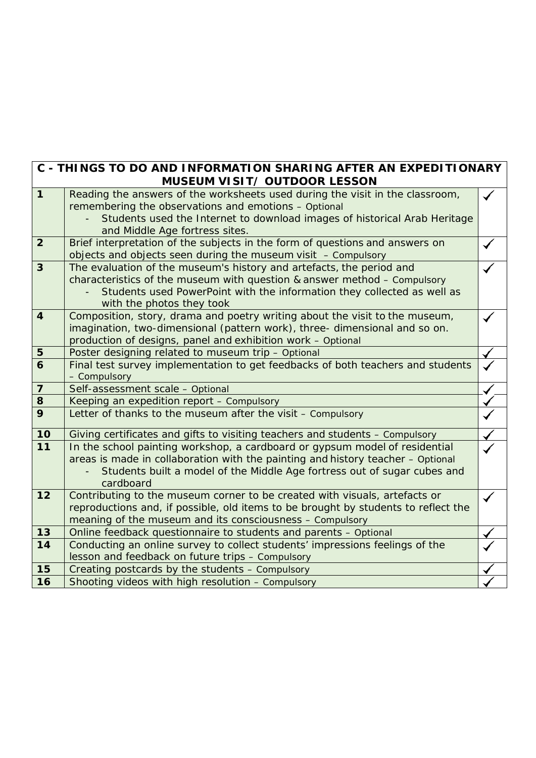| C - THINGS TO DO AND INFORMATION SHARING AFTER AN EXPEDITIONARY MUSEUM VISIT/ OUTDOOR LESSON | | |
|---|---|---|
| 1 | Reading the answers of the worksheets used during the visit in the classroom, remembering the observations and emotions – Optional<br>- Students used the Internet to download images of historical Arab Heritage and Middle Age fortress sites. | ✓ |
| 2 | Brief interpretation of the subjects in the form of questions and answers on objects and objects seen during the museum visit – Compulsory | ✓ |
| 3 | The evaluation of the museum's history and artefacts, the period and characteristics of the museum with question & answer method – Compulsory<br>- Students used PowerPoint with the information they collected as well as with the photos they took | ✓ |
| 4 | Composition, story, drama and poetry writing about the visit to the museum, imagination, two-dimensional (pattern work), three- dimensional and so on. production of designs, panel and exhibition work – Optional | ✓ |
| 5 | Poster designing related to museum trip – Optional | ✓ |
| 6 | Final test survey implementation to get feedbacks of both teachers and students – Compulsory | ✓ |
| 7 | Self-assessment scale – Optional | ✓ |
| 8 | Keeping an expedition report – Compulsory | ✓ |
| 9 | Letter of thanks to the museum after the visit – Compulsory | ✓ |
| 10 | Giving certificates and gifts to visiting teachers and students – Compulsory | ✓ |
| 11 | In the school painting workshop, a cardboard or gypsum model of residential areas is made in collaboration with the painting and history teacher – Optional<br>- Students built a model of the Middle Age fortress out of sugar cubes and cardboard | ✓ |
| 12 | Contributing to the museum corner to be created with visuals, artefacts or reproductions and, if possible, old items to be brought by students to reflect the meaning of the museum and its consciousness – Compulsory | ✓ |
| 13 | Online feedback questionnaire to students and parents – Optional | ✓ |
| 14 | Conducting an online survey to collect students' impressions feelings of the lesson and feedback on future trips – Compulsory | ✓ |
| 15 | Creating postcards by the students – Compulsory | ✓ |
| 16 | Shooting videos with high resolution – Compulsory | ✓ |